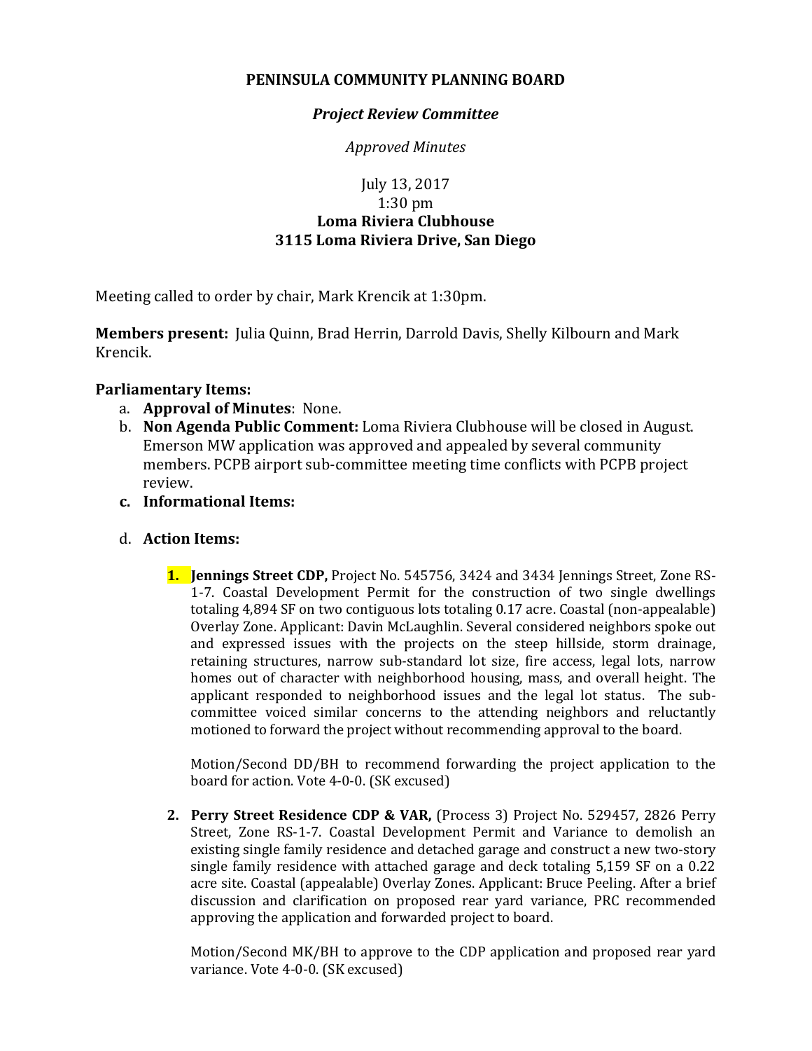# PENINSULA COMMUNITY PLANNING BOARD

## *Project Review Committee*

*Approved Minutes*

July 13, 2017
1:30 pm
**Loma Riviera Clubhouse**
**3115 Loma Riviera Drive, San Diego**

Meeting called to order by chair, Mark Krencik at 1:30pm.

**Members present:** Julia Quinn, Brad Herrin, Darrold Davis, Shelly Kilbourn and Mark Krencik.

**Parliamentary Items:**

a. **Approval of Minutes**: None.
b. **Non Agenda Public Comment:** Loma Riviera Clubhouse will be closed in August. Emerson MW application was approved and appealed by several community members. PCPB airport sub-committee meeting time conflicts with PCPB project review.
c. **Informational Items:**

d. **Action Items:**

1. **Jennings Street CDP,** Project No. 545756, 3424 and 3434 Jennings Street, Zone RS-1-7. Coastal Development Permit for the construction of two single dwellings totaling 4,894 SF on two contiguous lots totaling 0.17 acre. Coastal (non-appealable) Overlay Zone. Applicant: Davin McLaughlin. Several considered neighbors spoke out and expressed issues with the projects on the steep hillside, storm drainage, retaining structures, narrow sub-standard lot size, fire access, legal lots, narrow homes out of character with neighborhood housing, mass, and overall height. The applicant responded to neighborhood issues and the legal lot status. The sub-committee voiced similar concerns to the attending neighbors and reluctantly motioned to forward the project without recommending approval to the board.

   Motion/Second DD/BH to recommend forwarding the project application to the board for action. Vote 4-0-0. (SK excused)

2. **Perry Street Residence CDP & VAR,** (Process 3) Project No. 529457, 2826 Perry Street, Zone RS-1-7. Coastal Development Permit and Variance to demolish an existing single family residence and detached garage and construct a new two-story single family residence with attached garage and deck totaling 5,159 SF on a 0.22 acre site. Coastal (appealable) Overlay Zones. Applicant: Bruce Peeling. After a brief discussion and clarification on proposed rear yard variance, PRC recommended approving the application and forwarded project to board.

   Motion/Second MK/BH to approve to the CDP application and proposed rear yard variance. Vote 4-0-0. (SK excused)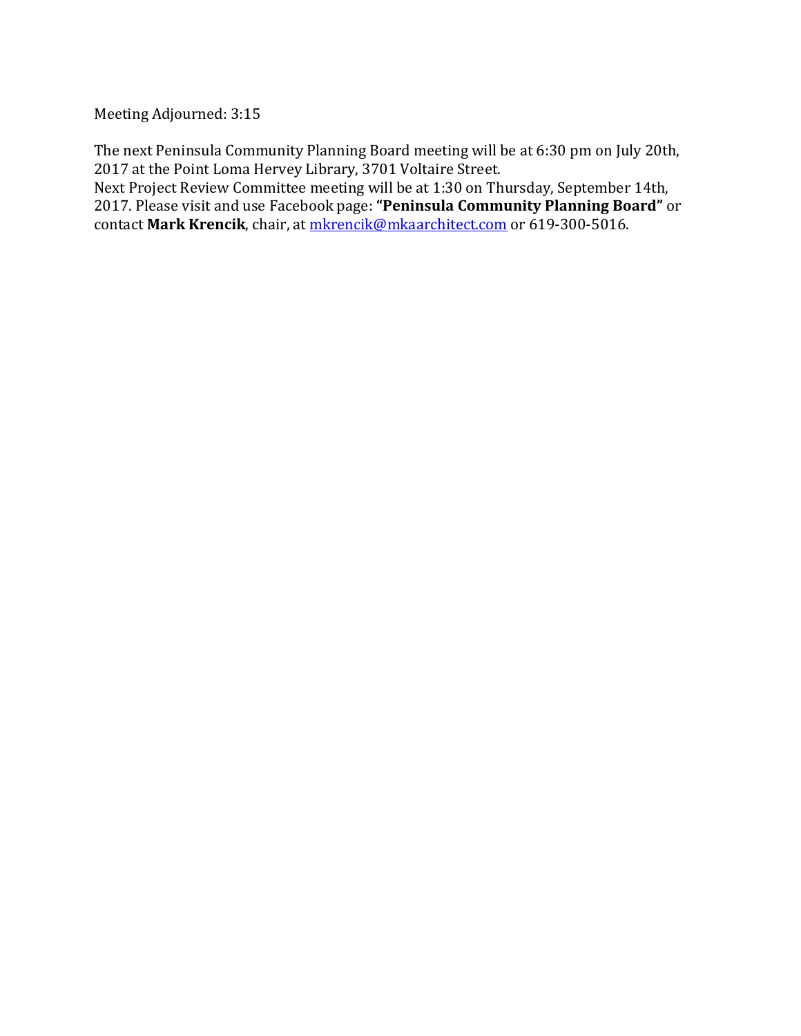Meeting Adjourned: 3:15

The next Peninsula Community Planning Board meeting will be at 6:30 pm on July 20th, 2017 at the Point Loma Hervey Library, 3701 Voltaire Street.
Next Project Review Committee meeting will be at 1:30 on Thursday, September 14th, 2017. Please visit and use Facebook page: **"Peninsula Community Planning Board"** or contact **Mark Krencik**, chair, at mkrencik@mkaarchitect.com or 619-300-5016.